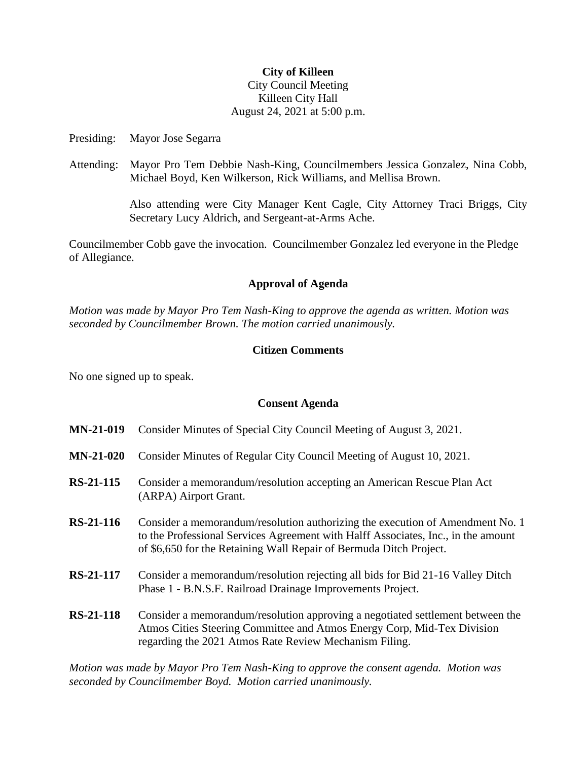**City of Killeen**
City Council Meeting
Killeen City Hall
August 24, 2021 at 5:00 p.m.

Presiding: Mayor Jose Segarra

Attending: Mayor Pro Tem Debbie Nash-King, Councilmembers Jessica Gonzalez, Nina Cobb, Michael Boyd, Ken Wilkerson, Rick Williams, and Mellisa Brown.

Also attending were City Manager Kent Cagle, City Attorney Traci Briggs, City Secretary Lucy Aldrich, and Sergeant-at-Arms Ache.

Councilmember Cobb gave the invocation. Councilmember Gonzalez led everyone in the Pledge of Allegiance.

## Approval of Agenda

*Motion was made by Mayor Pro Tem Nash-King to approve the agenda as written. Motion was seconded by Councilmember Brown. The motion carried unanimously.*

## Citizen Comments

No one signed up to speak.

## Consent Agenda

**MN-21-019** Consider Minutes of Special City Council Meeting of August 3, 2021.

**MN-21-020** Consider Minutes of Regular City Council Meeting of August 10, 2021.

**RS-21-115** Consider a memorandum/resolution accepting an American Rescue Plan Act (ARPA) Airport Grant.

**RS-21-116** Consider a memorandum/resolution authorizing the execution of Amendment No. 1 to the Professional Services Agreement with Halff Associates, Inc., in the amount of $6,650 for the Retaining Wall Repair of Bermuda Ditch Project.

**RS-21-117** Consider a memorandum/resolution rejecting all bids for Bid 21-16 Valley Ditch Phase 1 - B.N.S.F. Railroad Drainage Improvements Project.

**RS-21-118** Consider a memorandum/resolution approving a negotiated settlement between the Atmos Cities Steering Committee and Atmos Energy Corp, Mid-Tex Division regarding the 2021 Atmos Rate Review Mechanism Filing.

*Motion was made by Mayor Pro Tem Nash-King to approve the consent agenda. Motion was seconded by Councilmember Boyd. Motion carried unanimously.*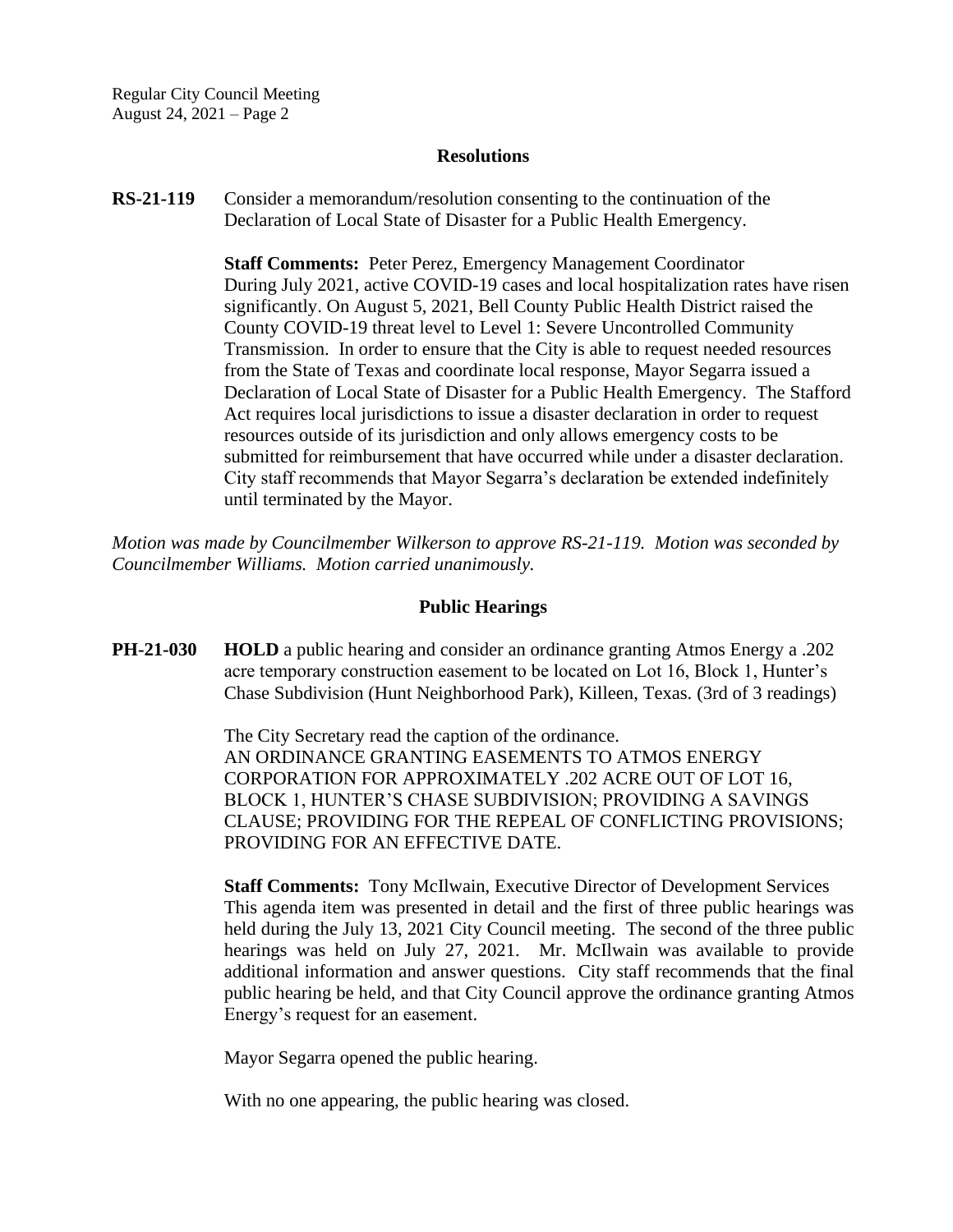## Resolutions

**RS-21-119** Consider a memorandum/resolution consenting to the continuation of the Declaration of Local State of Disaster for a Public Health Emergency.

**Staff Comments:** Peter Perez, Emergency Management Coordinator
During July 2021, active COVID-19 cases and local hospitalization rates have risen significantly. On August 5, 2021, Bell County Public Health District raised the County COVID-19 threat level to Level 1: Severe Uncontrolled Community Transmission. In order to ensure that the City is able to request needed resources from the State of Texas and coordinate local response, Mayor Segarra issued a Declaration of Local State of Disaster for a Public Health Emergency. The Stafford Act requires local jurisdictions to issue a disaster declaration in order to request resources outside of its jurisdiction and only allows emergency costs to be submitted for reimbursement that have occurred while under a disaster declaration. City staff recommends that Mayor Segarra's declaration be extended indefinitely until terminated by the Mayor.

*Motion was made by Councilmember Wilkerson to approve RS-21-119. Motion was seconded by Councilmember Williams. Motion carried unanimously.*

## Public Hearings

**PH-21-030** **HOLD** a public hearing and consider an ordinance granting Atmos Energy a .202 acre temporary construction easement to be located on Lot 16, Block 1, Hunter's Chase Subdivision (Hunt Neighborhood Park), Killeen, Texas. (3rd of 3 readings)

The City Secretary read the caption of the ordinance.
AN ORDINANCE GRANTING EASEMENTS TO ATMOS ENERGY CORPORATION FOR APPROXIMATELY .202 ACRE OUT OF LOT 16, BLOCK 1, HUNTER'S CHASE SUBDIVISION; PROVIDING A SAVINGS CLAUSE; PROVIDING FOR THE REPEAL OF CONFLICTING PROVISIONS; PROVIDING FOR AN EFFECTIVE DATE.

**Staff Comments:** Tony McIlwain, Executive Director of Development Services
This agenda item was presented in detail and the first of three public hearings was held during the July 13, 2021 City Council meeting. The second of the three public hearings was held on July 27, 2021. Mr. McIlwain was available to provide additional information and answer questions. City staff recommends that the final public hearing be held, and that City Council approve the ordinance granting Atmos Energy's request for an easement.

Mayor Segarra opened the public hearing.

With no one appearing, the public hearing was closed.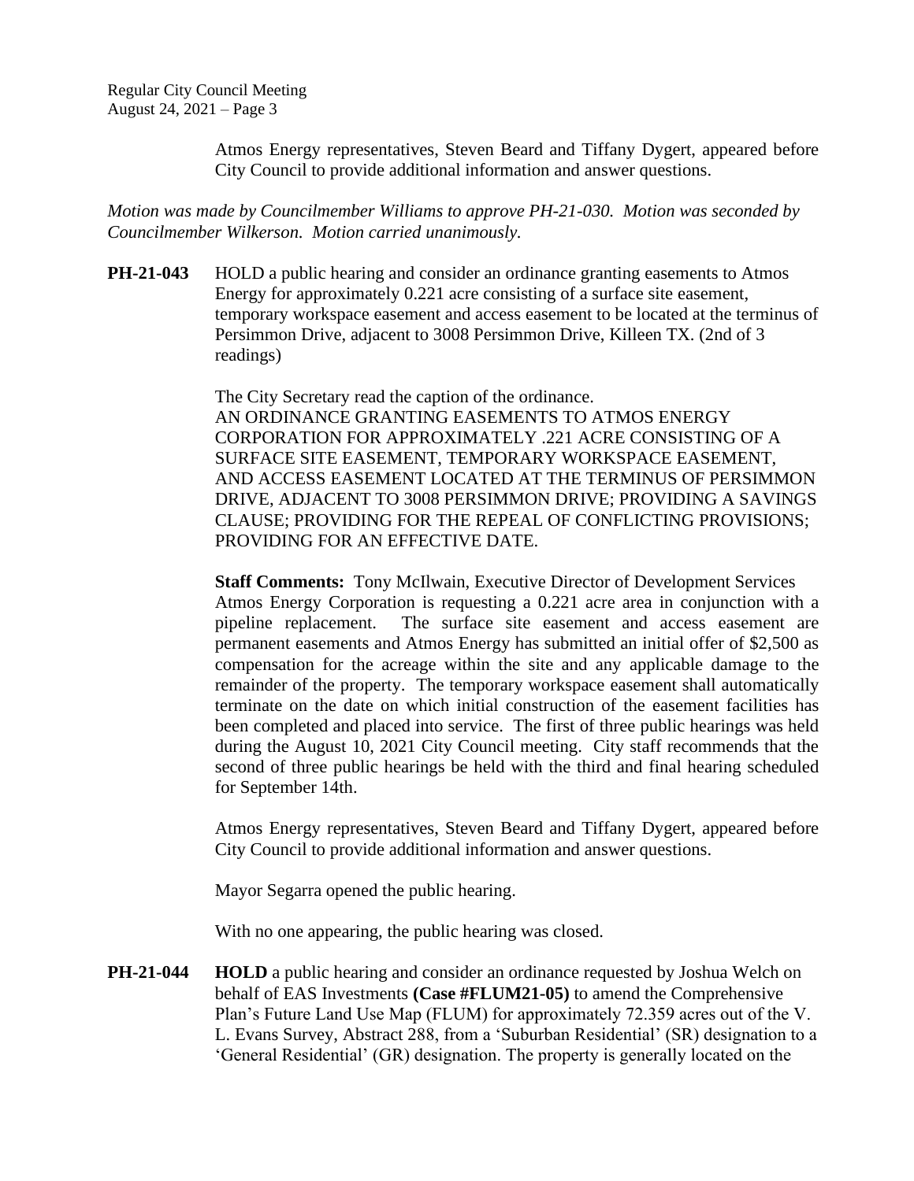Atmos Energy representatives, Steven Beard and Tiffany Dygert, appeared before City Council to provide additional information and answer questions.

*Motion was made by Councilmember Williams to approve PH-21-030. Motion was seconded by Councilmember Wilkerson. Motion carried unanimously.*

**PH-21-043** HOLD a public hearing and consider an ordinance granting easements to Atmos Energy for approximately 0.221 acre consisting of a surface site easement, temporary workspace easement and access easement to be located at the terminus of Persimmon Drive, adjacent to 3008 Persimmon Drive, Killeen TX. (2nd of 3 readings)

The City Secretary read the caption of the ordinance.
AN ORDINANCE GRANTING EASEMENTS TO ATMOS ENERGY CORPORATION FOR APPROXIMATELY .221 ACRE CONSISTING OF A SURFACE SITE EASEMENT, TEMPORARY WORKSPACE EASEMENT, AND ACCESS EASEMENT LOCATED AT THE TERMINUS OF PERSIMMON DRIVE, ADJACENT TO 3008 PERSIMMON DRIVE; PROVIDING A SAVINGS CLAUSE; PROVIDING FOR THE REPEAL OF CONFLICTING PROVISIONS; PROVIDING FOR AN EFFECTIVE DATE.

**Staff Comments:** Tony McIlwain, Executive Director of Development Services
Atmos Energy Corporation is requesting a 0.221 acre area in conjunction with a pipeline replacement. The surface site easement and access easement are permanent easements and Atmos Energy has submitted an initial offer of $2,500 as compensation for the acreage within the site and any applicable damage to the remainder of the property. The temporary workspace easement shall automatically terminate on the date on which initial construction of the easement facilities has been completed and placed into service. The first of three public hearings was held during the August 10, 2021 City Council meeting. City staff recommends that the second of three public hearings be held with the third and final hearing scheduled for September 14th.

Atmos Energy representatives, Steven Beard and Tiffany Dygert, appeared before City Council to provide additional information and answer questions.

Mayor Segarra opened the public hearing.

With no one appearing, the public hearing was closed.

**PH-21-044** **HOLD** a public hearing and consider an ordinance requested by Joshua Welch on behalf of EAS Investments **(Case #FLUM21-05)** to amend the Comprehensive Plan's Future Land Use Map (FLUM) for approximately 72.359 acres out of the V. L. Evans Survey, Abstract 288, from a 'Suburban Residential' (SR) designation to a 'General Residential' (GR) designation. The property is generally located on the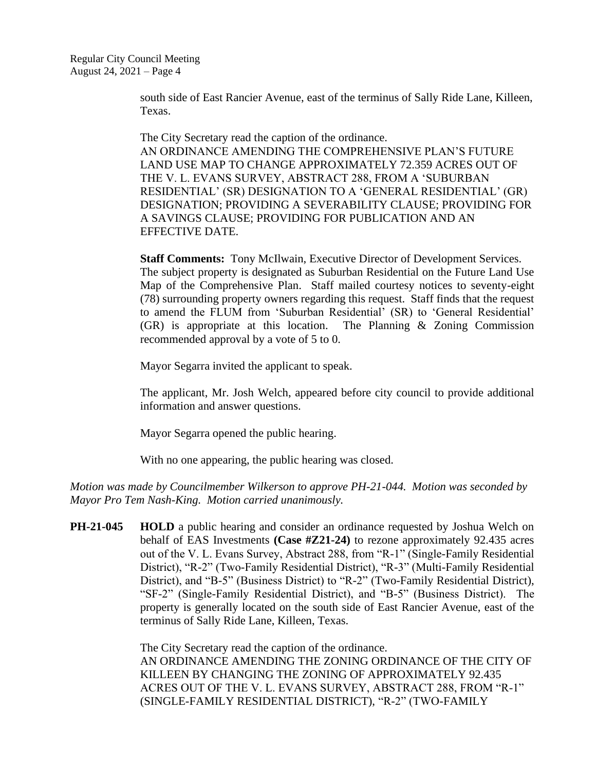south side of East Rancier Avenue, east of the terminus of Sally Ride Lane, Killeen, Texas.

The City Secretary read the caption of the ordinance.
AN ORDINANCE AMENDING THE COMPREHENSIVE PLAN'S FUTURE LAND USE MAP TO CHANGE APPROXIMATELY 72.359 ACRES OUT OF THE V. L. EVANS SURVEY, ABSTRACT 288, FROM A 'SUBURBAN RESIDENTIAL' (SR) DESIGNATION TO A 'GENERAL RESIDENTIAL' (GR) DESIGNATION; PROVIDING A SEVERABILITY CLAUSE; PROVIDING FOR A SAVINGS CLAUSE; PROVIDING FOR PUBLICATION AND AN EFFECTIVE DATE.

**Staff Comments:** Tony McIlwain, Executive Director of Development Services. The subject property is designated as Suburban Residential on the Future Land Use Map of the Comprehensive Plan. Staff mailed courtesy notices to seventy-eight (78) surrounding property owners regarding this request. Staff finds that the request to amend the FLUM from 'Suburban Residential' (SR) to 'General Residential' (GR) is appropriate at this location. The Planning & Zoning Commission recommended approval by a vote of 5 to 0.

Mayor Segarra invited the applicant to speak.

The applicant, Mr. Josh Welch, appeared before city council to provide additional information and answer questions.

Mayor Segarra opened the public hearing.

With no one appearing, the public hearing was closed.

*Motion was made by Councilmember Wilkerson to approve PH-21-044. Motion was seconded by Mayor Pro Tem Nash-King. Motion carried unanimously.*

**PH-21-045** **HOLD** a public hearing and consider an ordinance requested by Joshua Welch on behalf of EAS Investments **(Case #Z21-24)** to rezone approximately 92.435 acres out of the V. L. Evans Survey, Abstract 288, from "R-1" (Single-Family Residential District), "R-2" (Two-Family Residential District), "R-3" (Multi-Family Residential District), and "B-5" (Business District) to "R-2" (Two-Family Residential District), "SF-2" (Single-Family Residential District), and "B-5" (Business District). The property is generally located on the south side of East Rancier Avenue, east of the terminus of Sally Ride Lane, Killeen, Texas.

The City Secretary read the caption of the ordinance.
AN ORDINANCE AMENDING THE ZONING ORDINANCE OF THE CITY OF KILLEEN BY CHANGING THE ZONING OF APPROXIMATELY 92.435 ACRES OUT OF THE V. L. EVANS SURVEY, ABSTRACT 288, FROM "R-1" (SINGLE-FAMILY RESIDENTIAL DISTRICT), "R-2" (TWO-FAMILY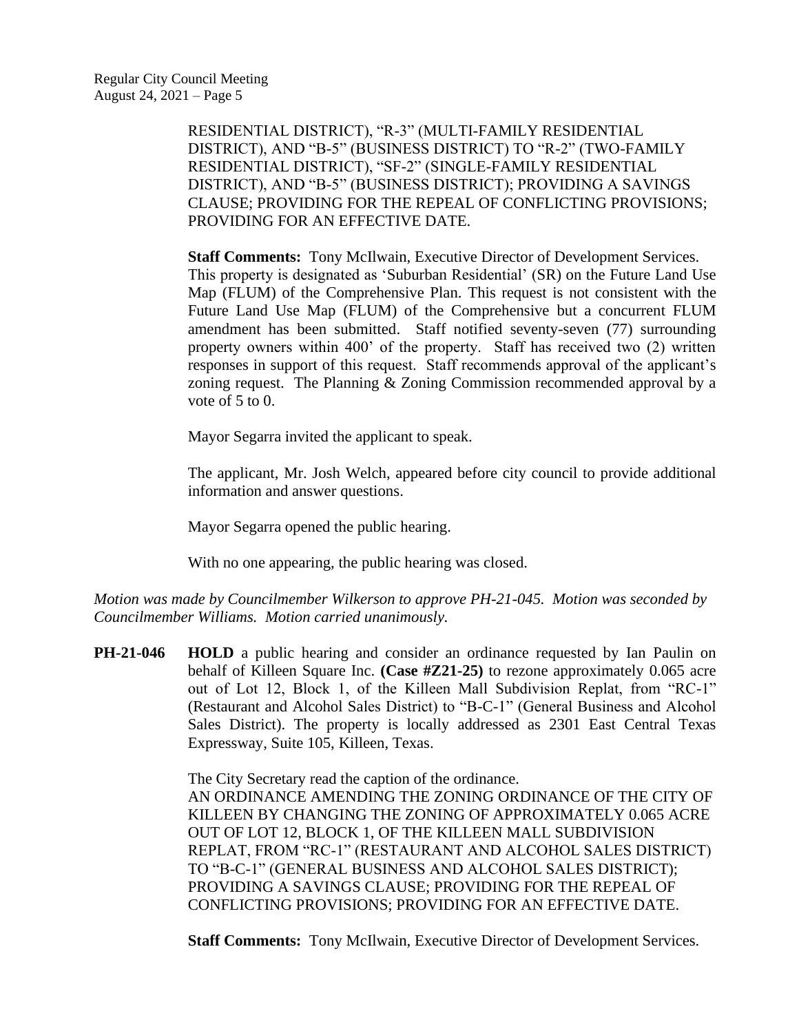RESIDENTIAL DISTRICT), "R-3" (MULTI-FAMILY RESIDENTIAL DISTRICT), AND "B-5" (BUSINESS DISTRICT) TO "R-2" (TWO-FAMILY RESIDENTIAL DISTRICT), "SF-2" (SINGLE-FAMILY RESIDENTIAL DISTRICT), AND "B-5" (BUSINESS DISTRICT); PROVIDING A SAVINGS CLAUSE; PROVIDING FOR THE REPEAL OF CONFLICTING PROVISIONS; PROVIDING FOR AN EFFECTIVE DATE.

**Staff Comments:** Tony McIlwain, Executive Director of Development Services. This property is designated as 'Suburban Residential' (SR) on the Future Land Use Map (FLUM) of the Comprehensive Plan. This request is not consistent with the Future Land Use Map (FLUM) of the Comprehensive but a concurrent FLUM amendment has been submitted. Staff notified seventy-seven (77) surrounding property owners within 400' of the property. Staff has received two (2) written responses in support of this request. Staff recommends approval of the applicant's zoning request. The Planning & Zoning Commission recommended approval by a vote of 5 to 0.

Mayor Segarra invited the applicant to speak.

The applicant, Mr. Josh Welch, appeared before city council to provide additional information and answer questions.

Mayor Segarra opened the public hearing.

With no one appearing, the public hearing was closed.

*Motion was made by Councilmember Wilkerson to approve PH-21-045. Motion was seconded by Councilmember Williams. Motion carried unanimously.*

**PH-21-046** **HOLD** a public hearing and consider an ordinance requested by Ian Paulin on behalf of Killeen Square Inc. **(Case #Z21-25)** to rezone approximately 0.065 acre out of Lot 12, Block 1, of the Killeen Mall Subdivision Replat, from "RC-1" (Restaurant and Alcohol Sales District) to "B-C-1" (General Business and Alcohol Sales District). The property is locally addressed as 2301 East Central Texas Expressway, Suite 105, Killeen, Texas.

The City Secretary read the caption of the ordinance.
AN ORDINANCE AMENDING THE ZONING ORDINANCE OF THE CITY OF KILLEEN BY CHANGING THE ZONING OF APPROXIMATELY 0.065 ACRE OUT OF LOT 12, BLOCK 1, OF THE KILLEEN MALL SUBDIVISION REPLAT, FROM "RC-1" (RESTAURANT AND ALCOHOL SALES DISTRICT) TO "B-C-1" (GENERAL BUSINESS AND ALCOHOL SALES DISTRICT); PROVIDING A SAVINGS CLAUSE; PROVIDING FOR THE REPEAL OF CONFLICTING PROVISIONS; PROVIDING FOR AN EFFECTIVE DATE.

**Staff Comments:** Tony McIlwain, Executive Director of Development Services.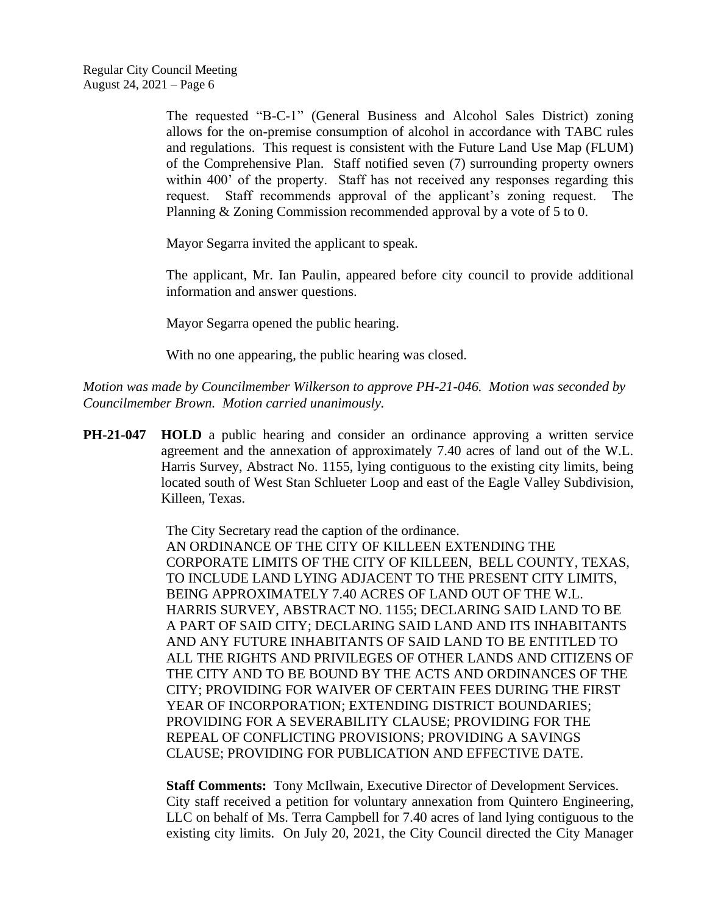The requested "B-C-1" (General Business and Alcohol Sales District) zoning allows for the on-premise consumption of alcohol in accordance with TABC rules and regulations. This request is consistent with the Future Land Use Map (FLUM) of the Comprehensive Plan. Staff notified seven (7) surrounding property owners within 400' of the property. Staff has not received any responses regarding this request. Staff recommends approval of the applicant's zoning request. The Planning & Zoning Commission recommended approval by a vote of 5 to 0.

Mayor Segarra invited the applicant to speak.

The applicant, Mr. Ian Paulin, appeared before city council to provide additional information and answer questions.

Mayor Segarra opened the public hearing.

With no one appearing, the public hearing was closed.

*Motion was made by Councilmember Wilkerson to approve PH-21-046. Motion was seconded by Councilmember Brown. Motion carried unanimously.*

**PH-21-047** **HOLD** a public hearing and consider an ordinance approving a written service agreement and the annexation of approximately 7.40 acres of land out of the W.L. Harris Survey, Abstract No. 1155, lying contiguous to the existing city limits, being located south of West Stan Schlueter Loop and east of the Eagle Valley Subdivision, Killeen, Texas.

The City Secretary read the caption of the ordinance.
AN ORDINANCE OF THE CITY OF KILLEEN EXTENDING THE CORPORATE LIMITS OF THE CITY OF KILLEEN, BELL COUNTY, TEXAS, TO INCLUDE LAND LYING ADJACENT TO THE PRESENT CITY LIMITS, BEING APPROXIMATELY 7.40 ACRES OF LAND OUT OF THE W.L. HARRIS SURVEY, ABSTRACT NO. 1155; DECLARING SAID LAND TO BE A PART OF SAID CITY; DECLARING SAID LAND AND ITS INHABITANTS AND ANY FUTURE INHABITANTS OF SAID LAND TO BE ENTITLED TO ALL THE RIGHTS AND PRIVILEGES OF OTHER LANDS AND CITIZENS OF THE CITY AND TO BE BOUND BY THE ACTS AND ORDINANCES OF THE CITY; PROVIDING FOR WAIVER OF CERTAIN FEES DURING THE FIRST YEAR OF INCORPORATION; EXTENDING DISTRICT BOUNDARIES; PROVIDING FOR A SEVERABILITY CLAUSE; PROVIDING FOR THE REPEAL OF CONFLICTING PROVISIONS; PROVIDING A SAVINGS CLAUSE; PROVIDING FOR PUBLICATION AND EFFECTIVE DATE.

**Staff Comments:** Tony McIlwain, Executive Director of Development Services. City staff received a petition for voluntary annexation from Quintero Engineering, LLC on behalf of Ms. Terra Campbell for 7.40 acres of land lying contiguous to the existing city limits. On July 20, 2021, the City Council directed the City Manager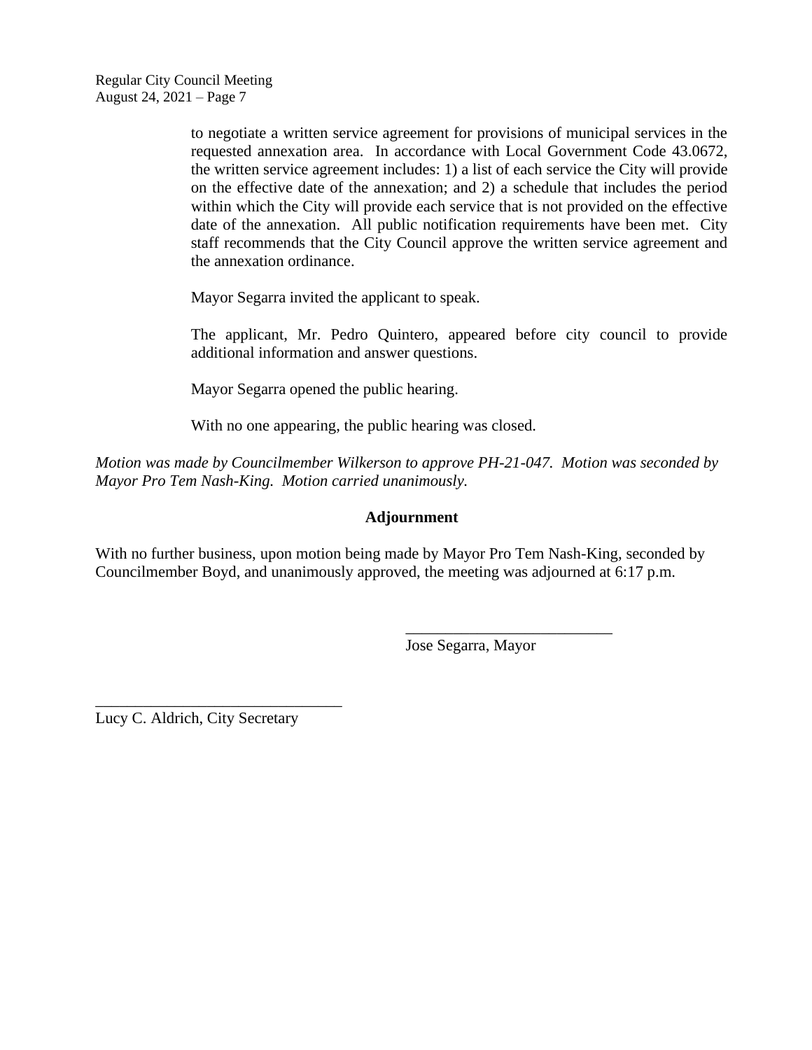to negotiate a written service agreement for provisions of municipal services in the requested annexation area. In accordance with Local Government Code 43.0672, the written service agreement includes: 1) a list of each service the City will provide on the effective date of the annexation; and 2) a schedule that includes the period within which the City will provide each service that is not provided on the effective date of the annexation. All public notification requirements have been met. City staff recommends that the City Council approve the written service agreement and the annexation ordinance.

Mayor Segarra invited the applicant to speak.

The applicant, Mr. Pedro Quintero, appeared before city council to provide additional information and answer questions.

Mayor Segarra opened the public hearing.

With no one appearing, the public hearing was closed.

*Motion was made by Councilmember Wilkerson to approve PH-21-047. Motion was seconded by Mayor Pro Tem Nash-King. Motion carried unanimously.*

## Adjournment

With no further business, upon motion being made by Mayor Pro Tem Nash-King, seconded by Councilmember Boyd, and unanimously approved, the meeting was adjourned at 6:17 p.m.

___________________________
Jose Segarra, Mayor

_______________________________
Lucy C. Aldrich, City Secretary